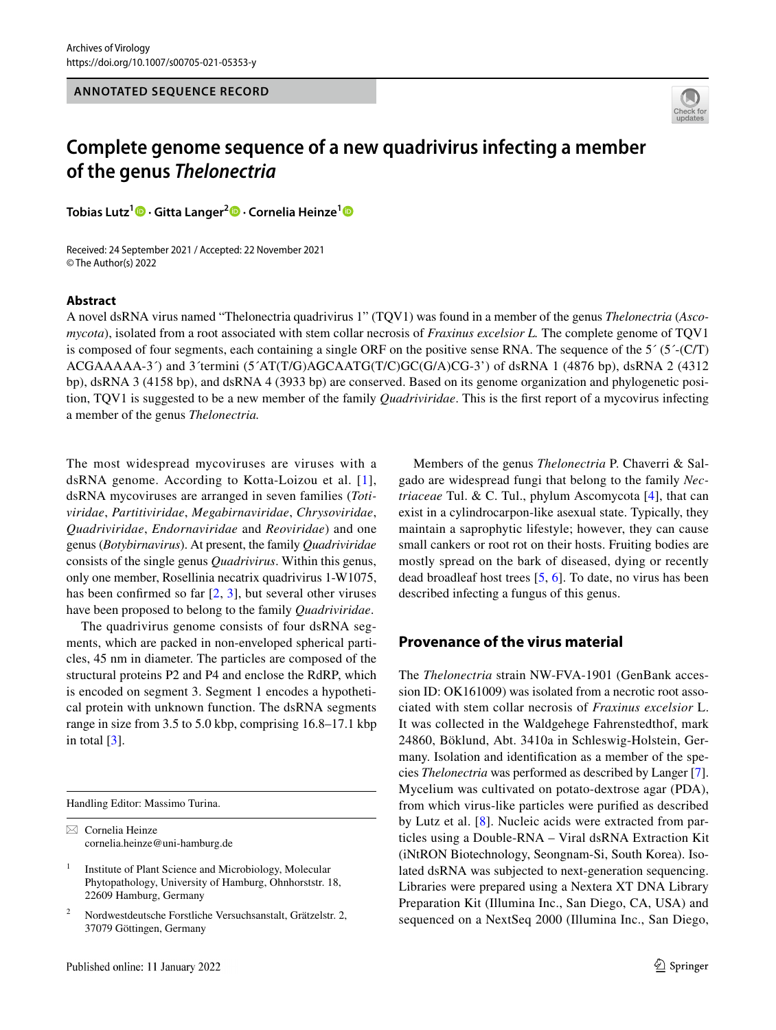ANNOTATED SEQUENCE RECORD

# Complete genome sequence of a new quadrivirus infecting a member of the genus *Thelonectria*

**Tobias Lutz[1] · Gitta Langer[2] · Cornelia Heinze[1]**

Received: 24 September 2021 / Accepted: 22 November 2021
© The Author(s) 2022

## Abstract

A novel dsRNA virus named "Thelonectria quadrivirus 1" (TQV1) was found in a member of the genus *Thelonectria* (*Ascomycota*), isolated from a root associated with stem collar necrosis of *Fraxinus excelsior L.* The complete genome of TQV1 is composed of four segments, each containing a single ORF on the positive sense RNA. The sequence of the 5´ (5´-(C/T)ACGAAAAA-3´) and 3´termini (5´AT(T/G)AGCAATG(T/C)GC(G/A)CG-3') of dsRNA 1 (4876 bp), dsRNA 2 (4312 bp), dsRNA 3 (4158 bp), and dsRNA 4 (3933 bp) are conserved. Based on its genome organization and phylogenetic position, TQV1 is suggested to be a new member of the family *Quadriviridae*. This is the first report of a mycovirus infecting a member of the genus *Thelonectria.*

The most widespread mycoviruses are viruses with a dsRNA genome. According to Kotta-Loizou et al. [1], dsRNA mycoviruses are arranged in seven families (*Totiviridae*, *Partitiviridae*, *Megabirnaviridae*, *Chrysoviridae*, *Quadriviridae*, *Endornaviridae* and *Reoviridae*) and one genus (*Botybirnavirus*). At present, the family *Quadriviridae* consists of the single genus *Quadrivirus*. Within this genus, only one member, Rosellinia necatrix quadrivirus 1-W1075, has been confirmed so far [2, 3], but several other viruses have been proposed to belong to the family *Quadriviridae*.

The quadrivirus genome consists of four dsRNA segments, which are packed in non-enveloped spherical particles, 45 nm in diameter. The particles are composed of the structural proteins P2 and P4 and enclose the RdRP, which is encoded on segment 3. Segment 1 encodes a hypothetical protein with unknown function. The dsRNA segments range in size from 3.5 to 5.0 kbp, comprising 16.8–17.1 kbp in total [3].

Members of the genus *Thelonectria* P. Chaverri & Salgado are widespread fungi that belong to the family *Nectriaceae* Tul. & C. Tul., phylum Ascomycota [4], that can exist in a cylindrocarpon-like asexual state. Typically, they maintain a saprophytic lifestyle; however, they can cause small cankers or root rot on their hosts. Fruiting bodies are mostly spread on the bark of diseased, dying or recently dead broadleaf host trees [5, 6]. To date, no virus has been described infecting a fungus of this genus.

## Provenance of the virus material

The *Thelonectria* strain NW-FVA-1901 (GenBank accession ID: OK161009) was isolated from a necrotic root associated with stem collar necrosis of *Fraxinus excelsior* L. It was collected in the Waldgehege Fahrenstedthof, mark 24860, Böklund, Abt. 3410a in Schleswig-Holstein, Germany. Isolation and identification as a member of the species *Thelonectria* was performed as described by Langer [7]. Mycelium was cultivated on potato-dextrose agar (PDA), from which virus-like particles were purified as described by Lutz et al. [8]. Nucleic acids were extracted from particles using a Double-RNA – Viral dsRNA Extraction Kit (iNtRON Biotechnology, Seongnam-Si, South Korea). Isolated dsRNA was subjected to next-generation sequencing. Libraries were prepared using a Nextera XT DNA Library Preparation Kit (Illumina Inc., San Diego, CA, USA) and sequenced on a NextSeq 2000 (Illumina Inc., San Diego,

Handling Editor: Massimo Turina.

✉ Cornelia Heinze
cornelia.heinze@uni-hamburg.de

[1] Institute of Plant Science and Microbiology, Molecular Phytopathology, University of Hamburg, Ohnhorststr. 18, 22609 Hamburg, Germany

[2] Nordwestdeutsche Forstliche Versuchsanstalt, Grätzelstr. 2, 37079 Göttingen, Germany

Published online: 11 January 2022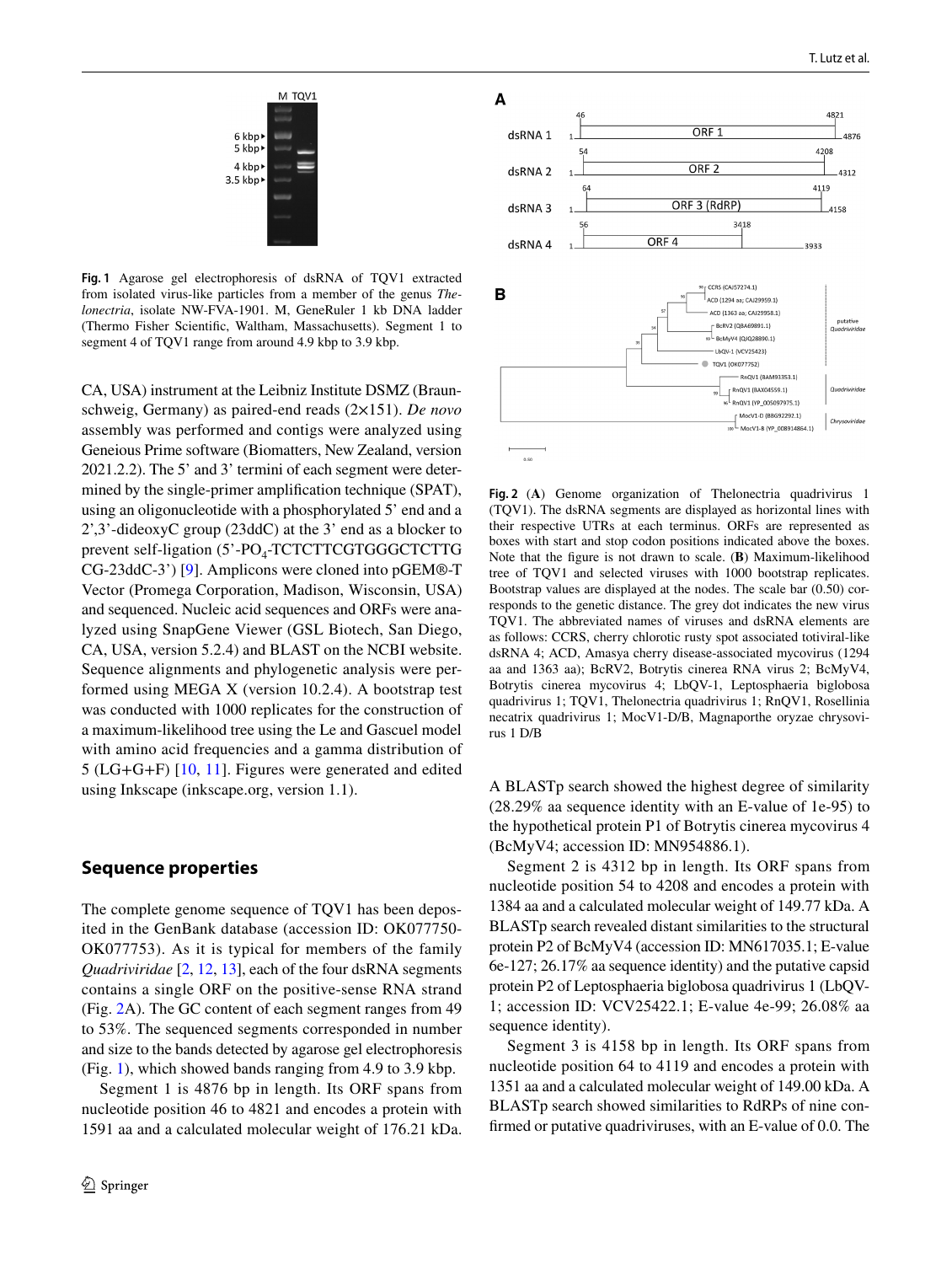**Fig. 1** Agarose gel electrophoresis of dsRNA of TQV1 extracted from isolated virus-like particles from a member of the genus *Thelonectria*, isolate NW-FVA-1901. M, GeneRuler 1 kb DNA ladder (Thermo Fisher Scientific, Waltham, Massachusetts). Segment 1 to segment 4 of TQV1 range from around 4.9 kbp to 3.9 kbp.

CA, USA) instrument at the Leibniz Institute DSMZ (Braunschweig, Germany) as paired-end reads (2×151). *De novo* assembly was performed and contigs were analyzed using Geneious Prime software (Biomatters, New Zealand, version 2021.2.2). The 5' and 3' termini of each segment were determined by the single-primer amplification technique (SPAT), using an oligonucleotide with a phosphorylated 5' end and a 2',3'-dideoxyC group (23ddC) at the 3' end as a blocker to prevent self-ligation (5'-$PO_4$-TCTCTTCGTGGGCTCTTGCG-23ddC-3') [9]. Amplicons were cloned into pGEM®-T Vector (Promega Corporation, Madison, Wisconsin, USA) and sequenced. Nucleic acid sequences and ORFs were analyzed using SnapGene Viewer (GSL Biotech, San Diego, CA, USA, version 5.2.4) and BLAST on the NCBI website. Sequence alignments and phylogenetic analysis were performed using MEGA X (version 10.2.4). A bootstrap test was conducted with 1000 replicates for the construction of a maximum-likelihood tree using the Le and Gascuel model with amino acid frequencies and a gamma distribution of 5 (LG+G+F) [10, 11]. Figures were generated and edited using Inkscape (inkscape.org, version 1.1).

## Sequence properties

The complete genome sequence of TQV1 has been deposited in the GenBank database (accession ID: OK077750-OK077753). As it is typical for members of the family *Quadriviridae* [2, 12, 13], each of the four dsRNA segments contains a single ORF on the positive-sense RNA strand (Fig. 2A). The GC content of each segment ranges from 49 to 53%. The sequenced segments corresponded in number and size to the bands detected by agarose gel electrophoresis (Fig. 1), which showed bands ranging from 4.9 to 3.9 kbp.

Segment 1 is 4876 bp in length. Its ORF spans from nucleotide position 46 to 4821 and encodes a protein with 1591 aa and a calculated molecular weight of 176.21 kDa.

**Fig. 2** (**A**) Genome organization of Thelonectria quadrivirus 1 (TQV1). The dsRNA segments are displayed as horizontal lines with their respective UTRs at each terminus. ORFs are represented as boxes with start and stop codon positions indicated above the boxes. Note that the figure is not drawn to scale. (**B**) Maximum-likelihood tree of TQV1 and selected viruses with 1000 bootstrap replicates. Bootstrap values are displayed at the nodes. The scale bar (0.50) corresponds to the genetic distance. The grey dot indicates the new virus TQV1. The abbreviated names of viruses and dsRNA elements are as follows: CCRS, cherry chlorotic rusty spot associated totiviral-like dsRNA 4; ACD, Amasya cherry disease-associated mycovirus (1294 aa and 1363 aa); BcRV2, Botrytis cinerea RNA virus 2; BcMyV4, Botrytis cinerea mycovirus 4; LbQV-1, Leptosphaeria biglobosa quadrivirus 1; TQV1, Thelonectria quadrivirus 1; RnQV1, Rosellinia necatrix quadrivirus 1; MocV1-D/B, Magnaporthe oryzae chrysovirus 1 D/B

A BLASTp search showed the highest degree of similarity (28.29% aa sequence identity with an E-value of 1e-95) to the hypothetical protein P1 of Botrytis cinerea mycovirus 4 (BcMyV4; accession ID: MN954886.1).

Segment 2 is 4312 bp in length. Its ORF spans from nucleotide position 54 to 4208 and encodes a protein with 1384 aa and a calculated molecular weight of 149.77 kDa. A BLASTp search revealed distant similarities to the structural protein P2 of BcMyV4 (accession ID: MN617035.1; E-value 6e-127; 26.17% aa sequence identity) and the putative capsid protein P2 of Leptosphaeria biglobosa quadrivirus 1 (LbQV-1; accession ID: VCV25422.1; E-value 4e-99; 26.08% aa sequence identity).

Segment 3 is 4158 bp in length. Its ORF spans from nucleotide position 64 to 4119 and encodes a protein with 1351 aa and a calculated molecular weight of 149.00 kDa. A BLASTp search showed similarities to RdRPs of nine confirmed or putative quadriviruses, with an E-value of 0.0. The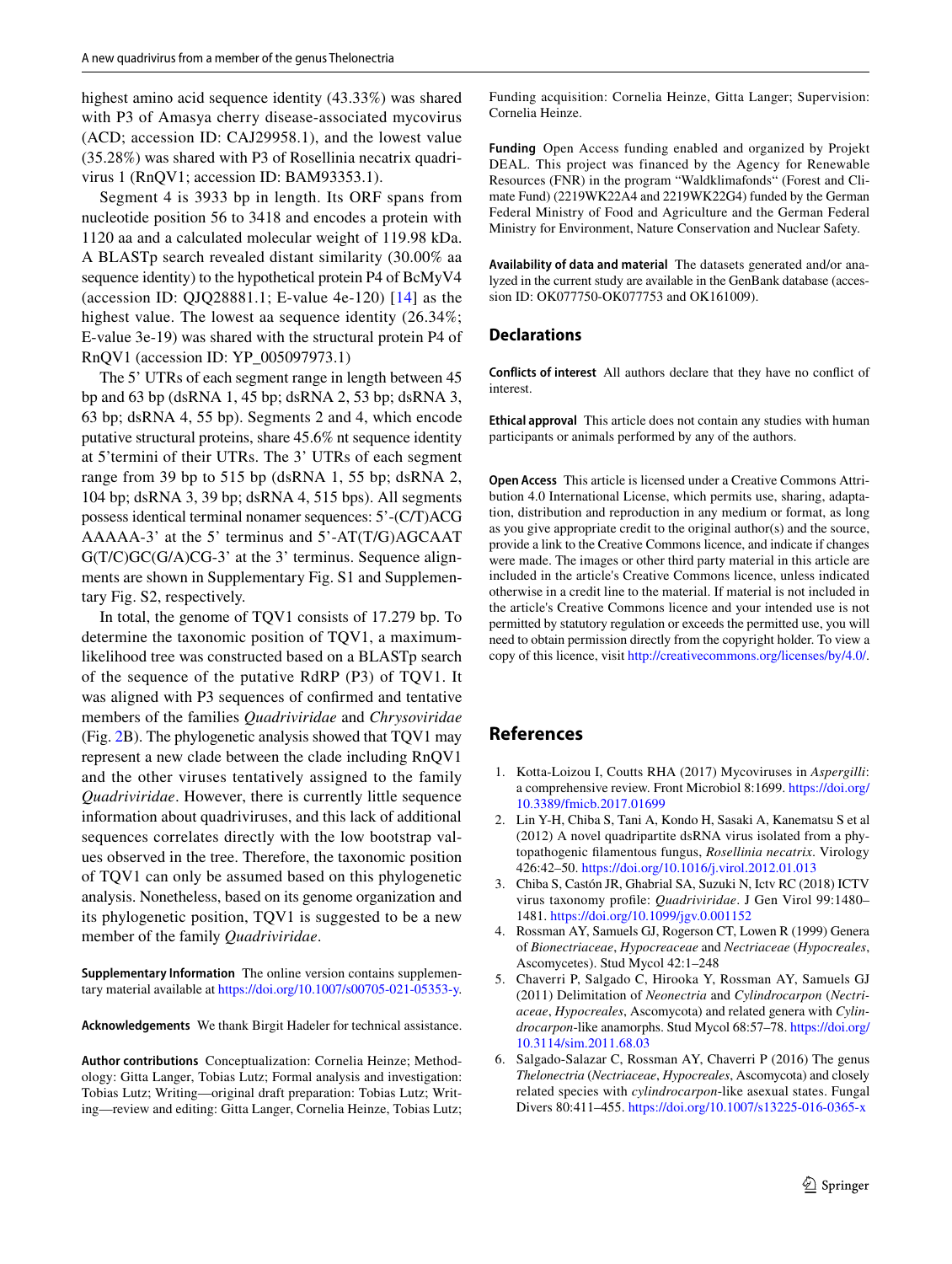highest amino acid sequence identity (43.33%) was shared with P3 of Amasya cherry disease-associated mycovirus (ACD; accession ID: CAJ29958.1), and the lowest value (35.28%) was shared with P3 of Rosellinia necatrix quadrivirus 1 (RnQV1; accession ID: BAM93353.1).

Segment 4 is 3933 bp in length. Its ORF spans from nucleotide position 56 to 3418 and encodes a protein with 1120 aa and a calculated molecular weight of 119.98 kDa. A BLASTp search revealed distant similarity (30.00% aa sequence identity) to the hypothetical protein P4 of BcMyV4 (accession ID: QJQ28881.1; E-value 4e-120) [14] as the highest value. The lowest aa sequence identity (26.34%; E-value 3e-19) was shared with the structural protein P4 of RnQV1 (accession ID: YP_005097973.1)

The 5' UTRs of each segment range in length between 45 bp and 63 bp (dsRNA 1, 45 bp; dsRNA 2, 53 bp; dsRNA 3, 63 bp; dsRNA 4, 55 bp). Segments 2 and 4, which encode putative structural proteins, share 45.6% nt sequence identity at 5'termini of their UTRs. The 3' UTRs of each segment range from 39 bp to 515 bp (dsRNA 1, 55 bp; dsRNA 2, 104 bp; dsRNA 3, 39 bp; dsRNA 4, 515 bps). All segments possess identical terminal nonamer sequences: 5'-(C/T)ACG AAAAA-3' at the 5' terminus and 5'-AT(T/G)AGCAAT G(T/C)GC(G/A)CG-3' at the 3' terminus. Sequence alignments are shown in Supplementary Fig. S1 and Supplementary Fig. S2, respectively.

In total, the genome of TQV1 consists of 17.279 bp. To determine the taxonomic position of TQV1, a maximum-likelihood tree was constructed based on a BLASTp search of the sequence of the putative RdRP (P3) of TQV1. It was aligned with P3 sequences of confirmed and tentative members of the families *Quadriviridae* and *Chrysoviridae* (Fig. 2B). The phylogenetic analysis showed that TQV1 may represent a new clade between the clade including RnQV1 and the other viruses tentatively assigned to the family *Quadriviridae*. However, there is currently little sequence information about quadriviruses, and this lack of additional sequences correlates directly with the low bootstrap values observed in the tree. Therefore, the taxonomic position of TQV1 can only be assumed based on this phylogenetic analysis. Nonetheless, based on its genome organization and its phylogenetic position, TQV1 is suggested to be a new member of the family *Quadriviridae*.

**Supplementary Information** The online version contains supplementary material available at https://doi.org/10.1007/s00705-021-05353-y.

**Acknowledgements** We thank Birgit Hadeler for technical assistance.

**Author contributions** Conceptualization: Cornelia Heinze; Methodology: Gitta Langer, Tobias Lutz; Formal analysis and investigation: Tobias Lutz; Writing—original draft preparation: Tobias Lutz; Writing—review and editing: Gitta Langer, Cornelia Heinze, Tobias Lutz; Funding acquisition: Cornelia Heinze, Gitta Langer; Supervision: Cornelia Heinze.

**Funding** Open Access funding enabled and organized by Projekt DEAL. This project was financed by the Agency for Renewable Resources (FNR) in the program "Waldklimafonds" (Forest and Climate Fund) (2219WK22A4 and 2219WK22G4) funded by the German Federal Ministry of Food and Agriculture and the German Federal Ministry for Environment, Nature Conservation and Nuclear Safety.

**Availability of data and material** The datasets generated and/or analyzed in the current study are available in the GenBank database (accession ID: OK077750-OK077753 and OK161009).

## Declarations

**Conflicts of interest** All authors declare that they have no conflict of interest.

**Ethical approval** This article does not contain any studies with human participants or animals performed by any of the authors.

**Open Access** This article is licensed under a Creative Commons Attribution 4.0 International License, which permits use, sharing, adaptation, distribution and reproduction in any medium or format, as long as you give appropriate credit to the original author(s) and the source, provide a link to the Creative Commons licence, and indicate if changes were made. The images or other third party material in this article are included in the article's Creative Commons licence, unless indicated otherwise in a credit line to the material. If material is not included in the article's Creative Commons licence and your intended use is not permitted by statutory regulation or exceeds the permitted use, you will need to obtain permission directly from the copyright holder. To view a copy of this licence, visit http://creativecommons.org/licenses/by/4.0/.

## References

1. Kotta-Loizou I, Coutts RHA (2017) Mycoviruses in *Aspergilli*: a comprehensive review. Front Microbiol 8:1699. https://doi.org/10.3389/fmicb.2017.01699
2. Lin Y-H, Chiba S, Tani A, Kondo H, Sasaki A, Kanematsu S et al (2012) A novel quadripartite dsRNA virus isolated from a phytopathogenic filamentous fungus, *Rosellinia necatrix*. Virology 426:42–50. https://doi.org/10.1016/j.virol.2012.01.013
3. Chiba S, Castón JR, Ghabrial SA, Suzuki N, Ictv RC (2018) ICTV virus taxonomy profile: *Quadriviridae*. J Gen Virol 99:1480–1481. https://doi.org/10.1099/jgv.0.001152
4. Rossman AY, Samuels GJ, Rogerson CT, Lowen R (1999) Genera of *Bionectriaceae*, *Hypocreaceae* and *Nectriaceae* (*Hypocreales*, Ascomycetes). Stud Mycol 42:1–248
5. Chaverri P, Salgado C, Hirooka Y, Rossman AY, Samuels GJ (2011) Delimitation of *Neonectria* and *Cylindrocarpon* (*Nectriaceae*, *Hypocreales*, Ascomycota) and related genera with *Cylindrocarpon*-like anamorphs. Stud Mycol 68:57–78. https://doi.org/10.3114/sim.2011.68.03
6. Salgado-Salazar C, Rossman AY, Chaverri P (2016) The genus *Thelonectria* (*Nectriaceae*, *Hypocreales*, Ascomycota) and closely related species with *cylindrocarpon*-like asexual states. Fungal Divers 80:411–455. https://doi.org/10.1007/s13225-016-0365-x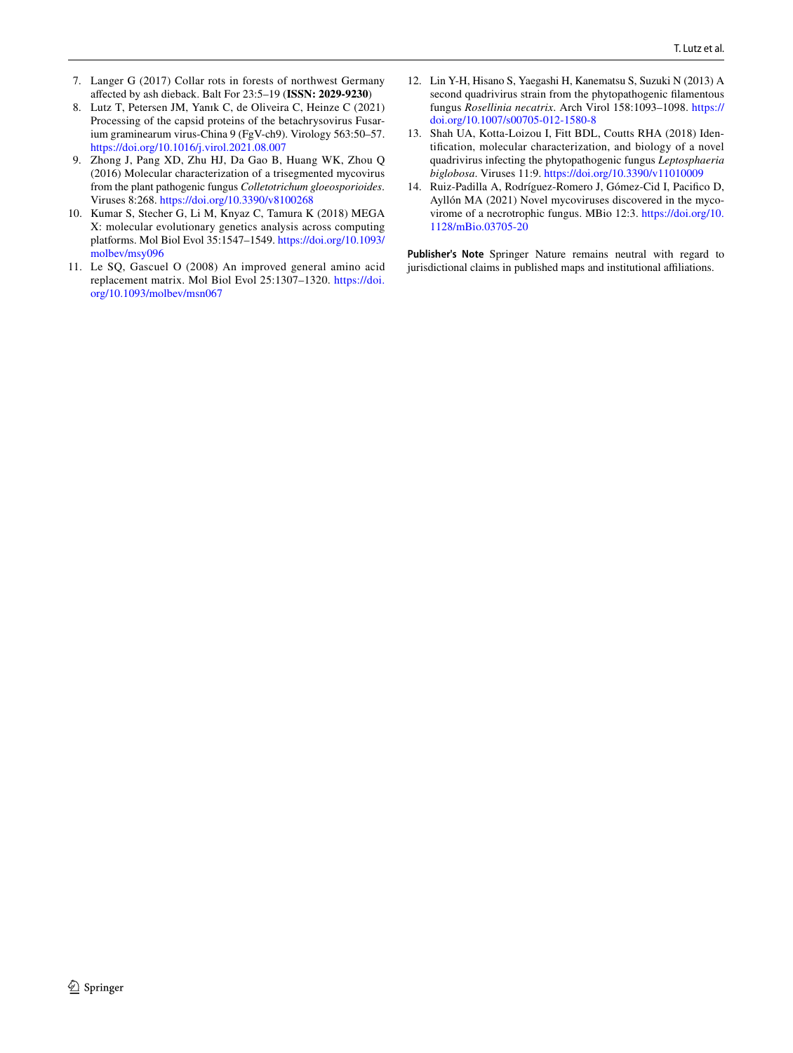7. Langer G (2017) Collar rots in forests of northwest Germany affected by ash dieback. Balt For 23:5–19 (**ISSN: 2029-9230**)
8. Lutz T, Petersen JM, Yanık C, de Oliveira C, Heinze C (2021) Processing of the capsid proteins of the betachrysovirus Fusarium graminearum virus-China 9 (FgV-ch9). Virology 563:50–57. https://doi.org/10.1016/j.virol.2021.08.007
9. Zhong J, Pang XD, Zhu HJ, Da Gao B, Huang WK, Zhou Q (2016) Molecular characterization of a trisegmented mycovirus from the plant pathogenic fungus *Colletotrichum gloeosporioides*. Viruses 8:268. https://doi.org/10.3390/v8100268
10. Kumar S, Stecher G, Li M, Knyaz C, Tamura K (2018) MEGA X: molecular evolutionary genetics analysis across computing platforms. Mol Biol Evol 35:1547–1549. https://doi.org/10.1093/molbev/msy096
11. Le SQ, Gascuel O (2008) An improved general amino acid replacement matrix. Mol Biol Evol 25:1307–1320. https://doi.org/10.1093/molbev/msn067
12. Lin Y-H, Hisano S, Yaegashi H, Kanematsu S, Suzuki N (2013) A second quadrivirus strain from the phytopathogenic filamentous fungus *Rosellinia necatrix*. Arch Virol 158:1093–1098. https://doi.org/10.1007/s00705-012-1580-8
13. Shah UA, Kotta-Loizou I, Fitt BDL, Coutts RHA (2018) Identification, molecular characterization, and biology of a novel quadrivirus infecting the phytopathogenic fungus *Leptosphaeria biglobosa*. Viruses 11:9. https://doi.org/10.3390/v11010009
14. Ruiz-Padilla A, Rodríguez-Romero J, Gómez-Cid I, Pacifico D, Ayllón MA (2021) Novel mycoviruses discovered in the mycovirome of a necrotrophic fungus. MBio 12:3. https://doi.org/10.1128/mBio.03705-20

**Publisher's Note** Springer Nature remains neutral with regard to jurisdictional claims in published maps and institutional affiliations.